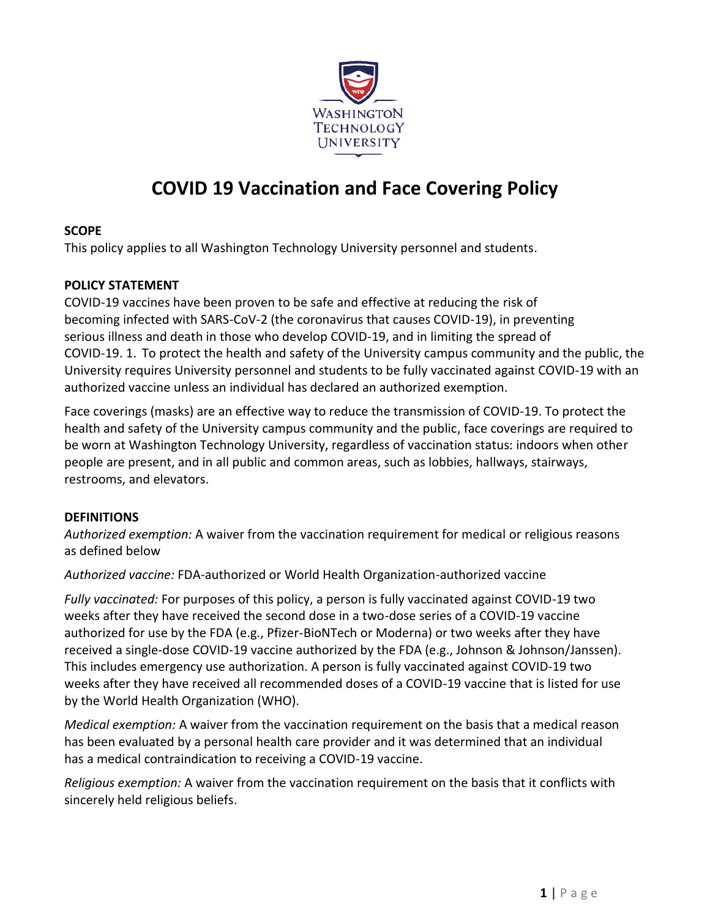Washington Technology University

# COVID 19 Vaccination and Face Covering Policy

**SCOPE**

This policy applies to all Washington Technology University personnel and students.

**POLICY STATEMENT**

COVID-19 vaccines have been proven to be safe and effective at reducing the risk of becoming infected with SARS-CoV-2 (the coronavirus that causes COVID-19), in preventing serious illness and death in those who develop COVID-19, and in limiting the spread of COVID-19. 1. To protect the health and safety of the University campus community and the public, the University requires University personnel and students to be fully vaccinated against COVID-19 with an authorized vaccine unless an individual has declared an authorized exemption.

Face coverings (masks) are an effective way to reduce the transmission of COVID-19. To protect the health and safety of the University campus community and the public, face coverings are required to be worn at Washington Technology University, regardless of vaccination status: indoors when other people are present, and in all public and common areas, such as lobbies, hallways, stairways, restrooms, and elevators.

**DEFINITIONS**

*Authorized exemption:* A waiver from the vaccination requirement for medical or religious reasons as defined below

*Authorized vaccine:* FDA-authorized or World Health Organization-authorized vaccine

*Fully vaccinated:* For purposes of this policy, a person is fully vaccinated against COVID-19 two weeks after they have received the second dose in a two-dose series of a COVID-19 vaccine authorized for use by the FDA (e.g., Pfizer-BioNTech or Moderna) or two weeks after they have received a single-dose COVID-19 vaccine authorized by the FDA (e.g., Johnson & Johnson/Janssen). This includes emergency use authorization. A person is fully vaccinated against COVID-19 two weeks after they have received all recommended doses of a COVID-19 vaccine that is listed for use by the World Health Organization (WHO).

*Medical exemption:* A waiver from the vaccination requirement on the basis that a medical reason has been evaluated by a personal health care provider and it was determined that an individual has a medical contraindication to receiving a COVID-19 vaccine.

*Religious exemption:* A waiver from the vaccination requirement on the basis that it conflicts with sincerely held religious beliefs.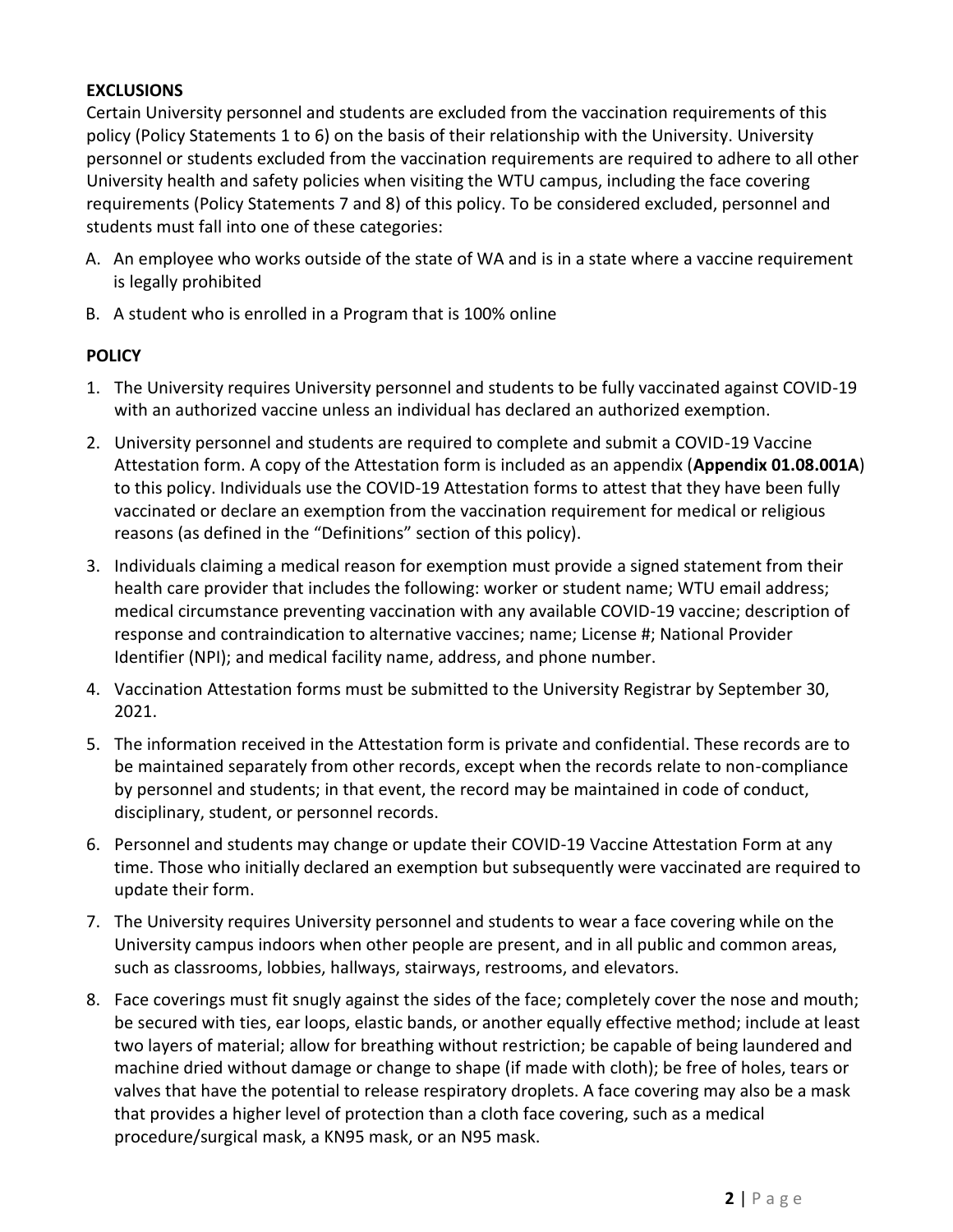**EXCLUSIONS**

Certain University personnel and students are excluded from the vaccination requirements of this policy (Policy Statements 1 to 6) on the basis of their relationship with the University. University personnel or students excluded from the vaccination requirements are required to adhere to all other University health and safety policies when visiting the WTU campus, including the face covering requirements (Policy Statements 7 and 8) of this policy. To be considered excluded, personnel and students must fall into one of these categories:

A. An employee who works outside of the state of WA and is in a state where a vaccine requirement is legally prohibited
B. A student who is enrolled in a Program that is 100% online

**POLICY**

1. The University requires University personnel and students to be fully vaccinated against COVID-19 with an authorized vaccine unless an individual has declared an authorized exemption.
2. University personnel and students are required to complete and submit a COVID-19 Vaccine Attestation form. A copy of the Attestation form is included as an appendix (**Appendix 01.08.001A**) to this policy. Individuals use the COVID-19 Attestation forms to attest that they have been fully vaccinated or declare an exemption from the vaccination requirement for medical or religious reasons (as defined in the "Definitions" section of this policy).
3. Individuals claiming a medical reason for exemption must provide a signed statement from their health care provider that includes the following: worker or student name; WTU email address; medical circumstance preventing vaccination with any available COVID-19 vaccine; description of response and contraindication to alternative vaccines; name; License #; National Provider Identifier (NPI); and medical facility name, address, and phone number.
4. Vaccination Attestation forms must be submitted to the University Registrar by September 30, 2021.
5. The information received in the Attestation form is private and confidential. These records are to be maintained separately from other records, except when the records relate to non-compliance by personnel and students; in that event, the record may be maintained in code of conduct, disciplinary, student, or personnel records.
6. Personnel and students may change or update their COVID-19 Vaccine Attestation Form at any time. Those who initially declared an exemption but subsequently were vaccinated are required to update their form.
7. The University requires University personnel and students to wear a face covering while on the University campus indoors when other people are present, and in all public and common areas, such as classrooms, lobbies, hallways, stairways, restrooms, and elevators.
8. Face coverings must fit snugly against the sides of the face; completely cover the nose and mouth; be secured with ties, ear loops, elastic bands, or another equally effective method; include at least two layers of material; allow for breathing without restriction; be capable of being laundered and machine dried without damage or change to shape (if made with cloth); be free of holes, tears or valves that have the potential to release respiratory droplets. A face covering may also be a mask that provides a higher level of protection than a cloth face covering, such as a medical procedure/surgical mask, a KN95 mask, or an N95 mask.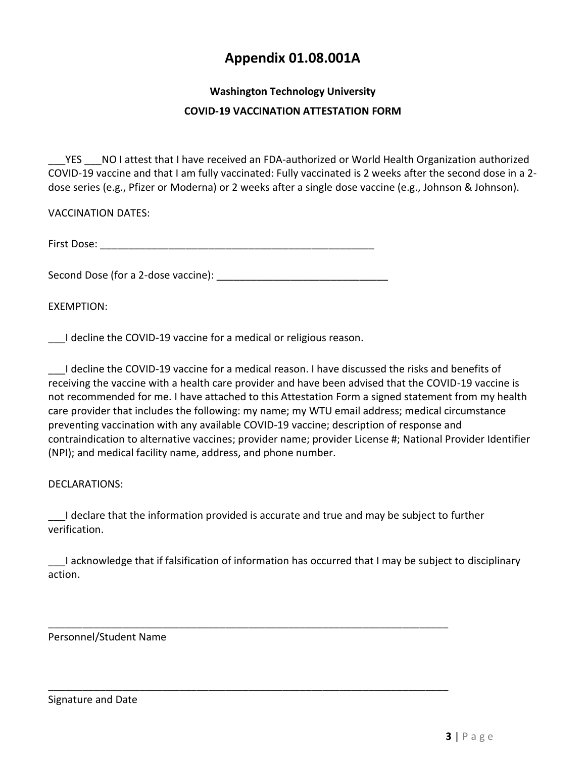# Appendix 01.08.001A

**Washington Technology University**

**COVID-19 VACCINATION ATTESTATION FORM**

___YES ___NO I attest that I have received an FDA-authorized or World Health Organization authorized COVID-19 vaccine and that I am fully vaccinated: Fully vaccinated is 2 weeks after the second dose in a 2-dose series (e.g., Pfizer or Moderna) or 2 weeks after a single dose vaccine (e.g., Johnson & Johnson).

VACCINATION DATES:

First Dose: _________________________________________________

Second Dose (for a 2-dose vaccine): _____________________________

EXEMPTION:

___I decline the COVID-19 vaccine for a medical or religious reason.

___I decline the COVID-19 vaccine for a medical reason. I have discussed the risks and benefits of receiving the vaccine with a health care provider and have been advised that the COVID-19 vaccine is not recommended for me. I have attached to this Attestation Form a signed statement from my health care provider that includes the following: my name; my WTU email address; medical circumstance preventing vaccination with any available COVID-19 vaccine; description of response and contraindication to alternative vaccines; provider name; provider License #; National Provider Identifier (NPI); and medical facility name, address, and phone number.

DECLARATIONS:

___I declare that the information provided is accurate and true and may be subject to further verification.

___I acknowledge that if falsification of information has occurred that I may be subject to disciplinary action.

_________________________________________________________________________

Personnel/Student Name

_________________________________________________________________________

Signature and Date